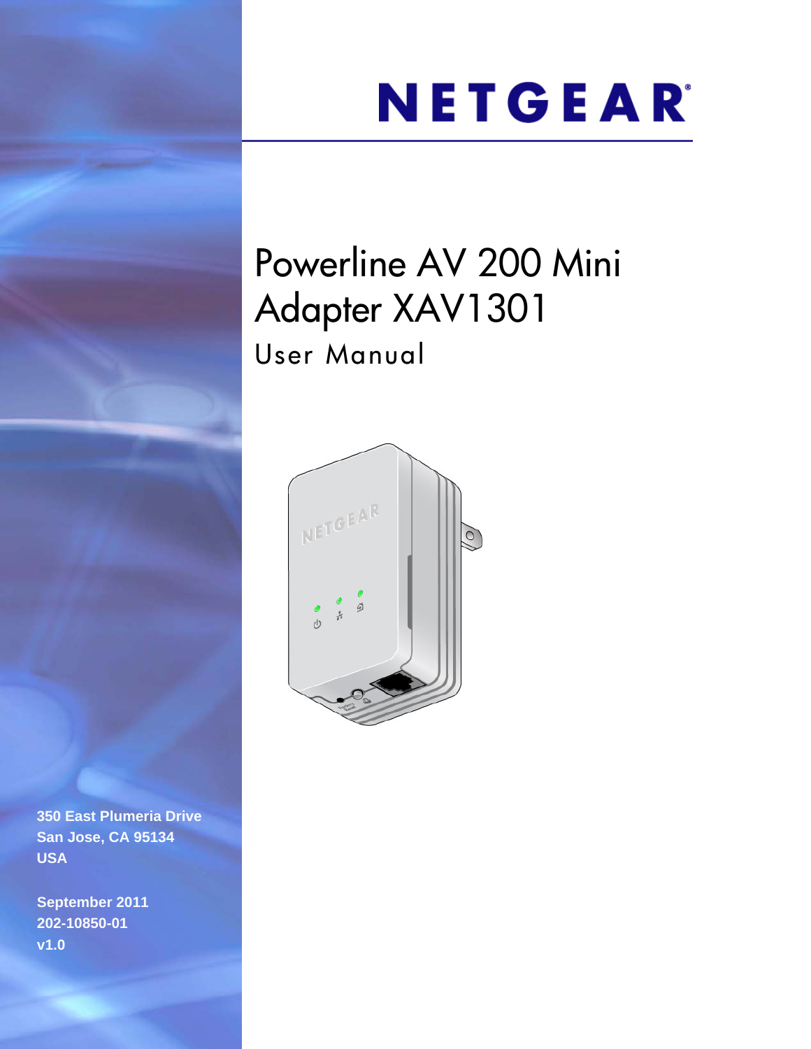NETGEAR

# Powerline AV 200 Mini Adapter XAV1301

## User Manual

**350 East Plumeria Drive**
**San Jose, CA 95134**
**USA**

**September 2011**
**202-10850-01**
**v1.0**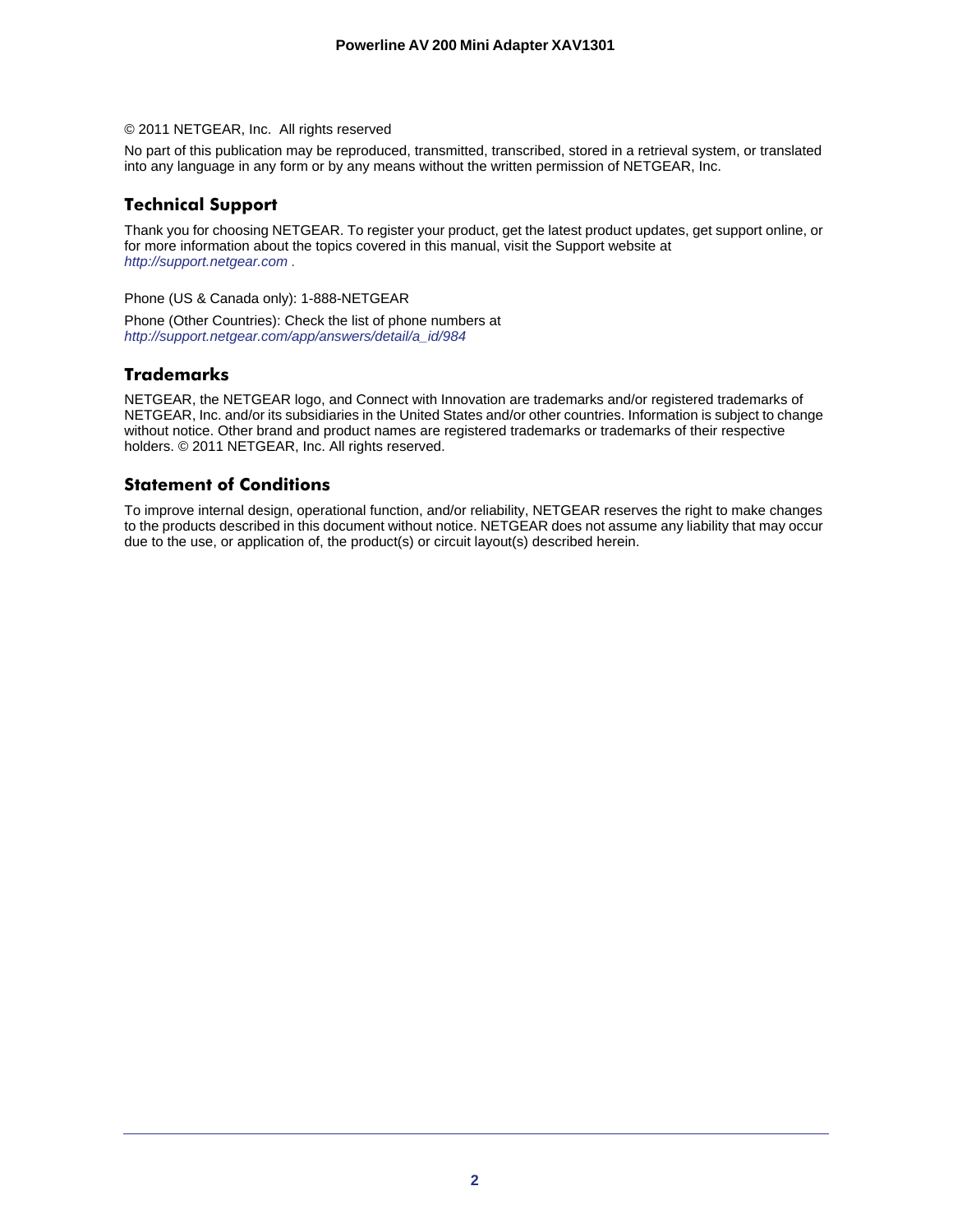© 2011 NETGEAR, Inc.  All rights reserved

No part of this publication may be reproduced, transmitted, transcribed, stored in a retrieval system, or translated into any language in any form or by any means without the written permission of NETGEAR, Inc.

## Technical Support

Thank you for choosing NETGEAR. To register your product, get the latest product updates, get support online, or for more information about the topics covered in this manual, visit the Support website at *http://support.netgear.com .*

Phone (US & Canada only): 1-888-NETGEAR

Phone (Other Countries): Check the list of phone numbers at *http://support.netgear.com/app/answers/detail/a_id/984*

## Trademarks

NETGEAR, the NETGEAR logo, and Connect with Innovation are trademarks and/or registered trademarks of NETGEAR, Inc. and/or its subsidiaries in the United States and/or other countries. Information is subject to change without notice. Other brand and product names are registered trademarks or trademarks of their respective holders. © 2011 NETGEAR, Inc. All rights reserved.

## Statement of Conditions

To improve internal design, operational function, and/or reliability, NETGEAR reserves the right to make changes to the products described in this document without notice. NETGEAR does not assume any liability that may occur due to the use, or application of, the product(s) or circuit layout(s) described herein.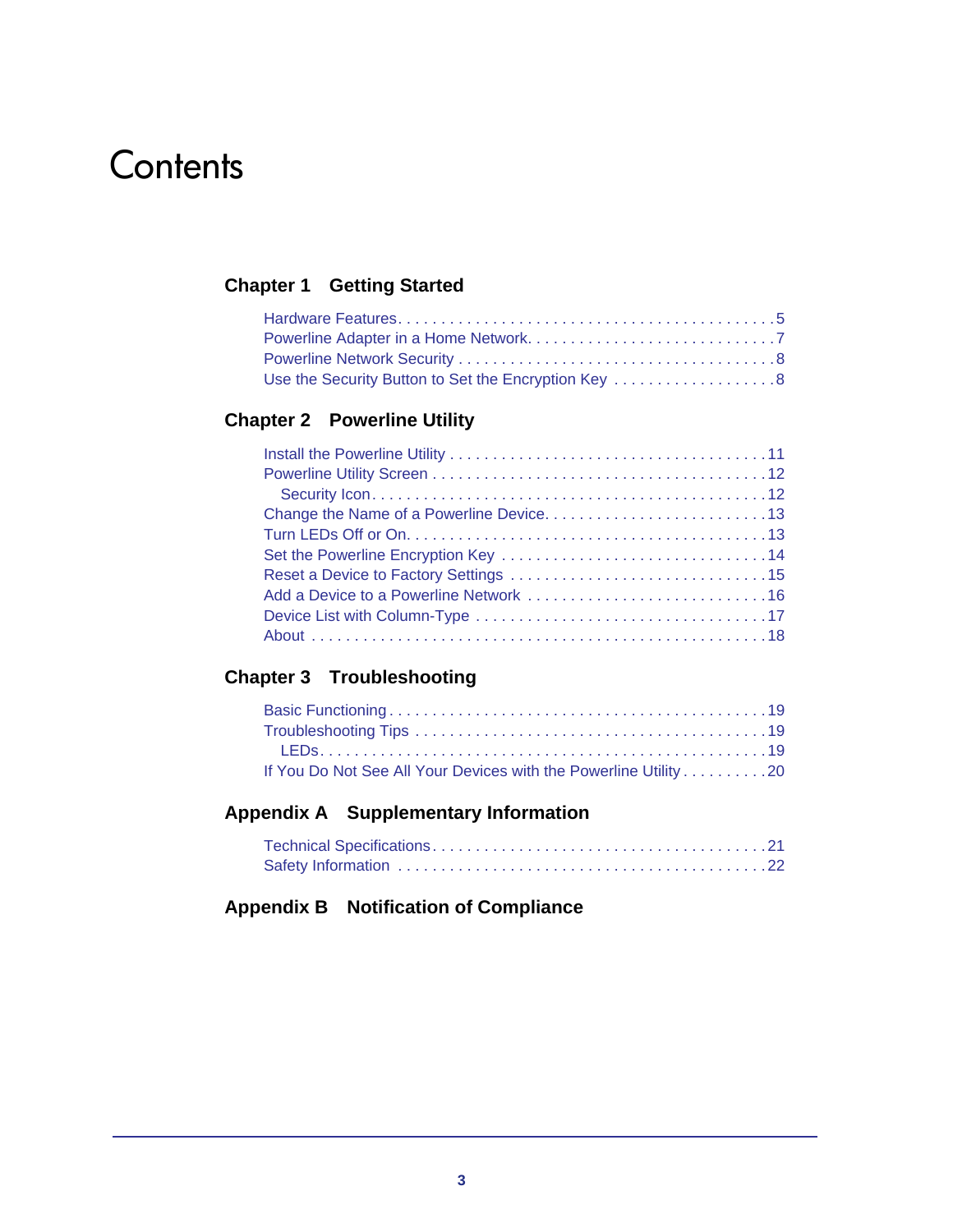# Contents

## Chapter 1 Getting Started

Hardware Features . . . . . . . . . . . . . . . . . . . . . . . . . . . . . . . . . . . . . . . . . . 5
Powerline Adapter in a Home Network . . . . . . . . . . . . . . . . . . . . . . . . . . . . . 7
Powerline Network Security . . . . . . . . . . . . . . . . . . . . . . . . . . . . . . . . . . . . 8
Use the Security Button to Set the Encryption Key . . . . . . . . . . . . . . . . . . . 8

## Chapter 2 Powerline Utility

Install the Powerline Utility . . . . . . . . . . . . . . . . . . . . . . . . . . . . . . . . . . . 11
Powerline Utility Screen . . . . . . . . . . . . . . . . . . . . . . . . . . . . . . . . . . . . . 12
  Security Icon . . . . . . . . . . . . . . . . . . . . . . . . . . . . . . . . . . . . . . . . . . . 12
Change the Name of a Powerline Device . . . . . . . . . . . . . . . . . . . . . . . . . 13
Turn LEDs Off or On . . . . . . . . . . . . . . . . . . . . . . . . . . . . . . . . . . . . . . . 13
Set the Powerline Encryption Key . . . . . . . . . . . . . . . . . . . . . . . . . . . . . . 14
Reset a Device to Factory Settings . . . . . . . . . . . . . . . . . . . . . . . . . . . . . 15
Add a Device to a Powerline Network . . . . . . . . . . . . . . . . . . . . . . . . . . . 16
Device List with Column-Type . . . . . . . . . . . . . . . . . . . . . . . . . . . . . . . . 17
About . . . . . . . . . . . . . . . . . . . . . . . . . . . . . . . . . . . . . . . . . . . . . . . . . 18

## Chapter 3 Troubleshooting

Basic Functioning . . . . . . . . . . . . . . . . . . . . . . . . . . . . . . . . . . . . . . . . . 19
Troubleshooting Tips . . . . . . . . . . . . . . . . . . . . . . . . . . . . . . . . . . . . . . . 19
  LEDs . . . . . . . . . . . . . . . . . . . . . . . . . . . . . . . . . . . . . . . . . . . . . . . . 19
If You Do Not See All Your Devices with the Powerline Utility . . . . . . . . . . 20

## Appendix A Supplementary Information

Technical Specifications . . . . . . . . . . . . . . . . . . . . . . . . . . . . . . . . . . . . 21
Safety Information . . . . . . . . . . . . . . . . . . . . . . . . . . . . . . . . . . . . . . . . 22

## Appendix B Notification of Compliance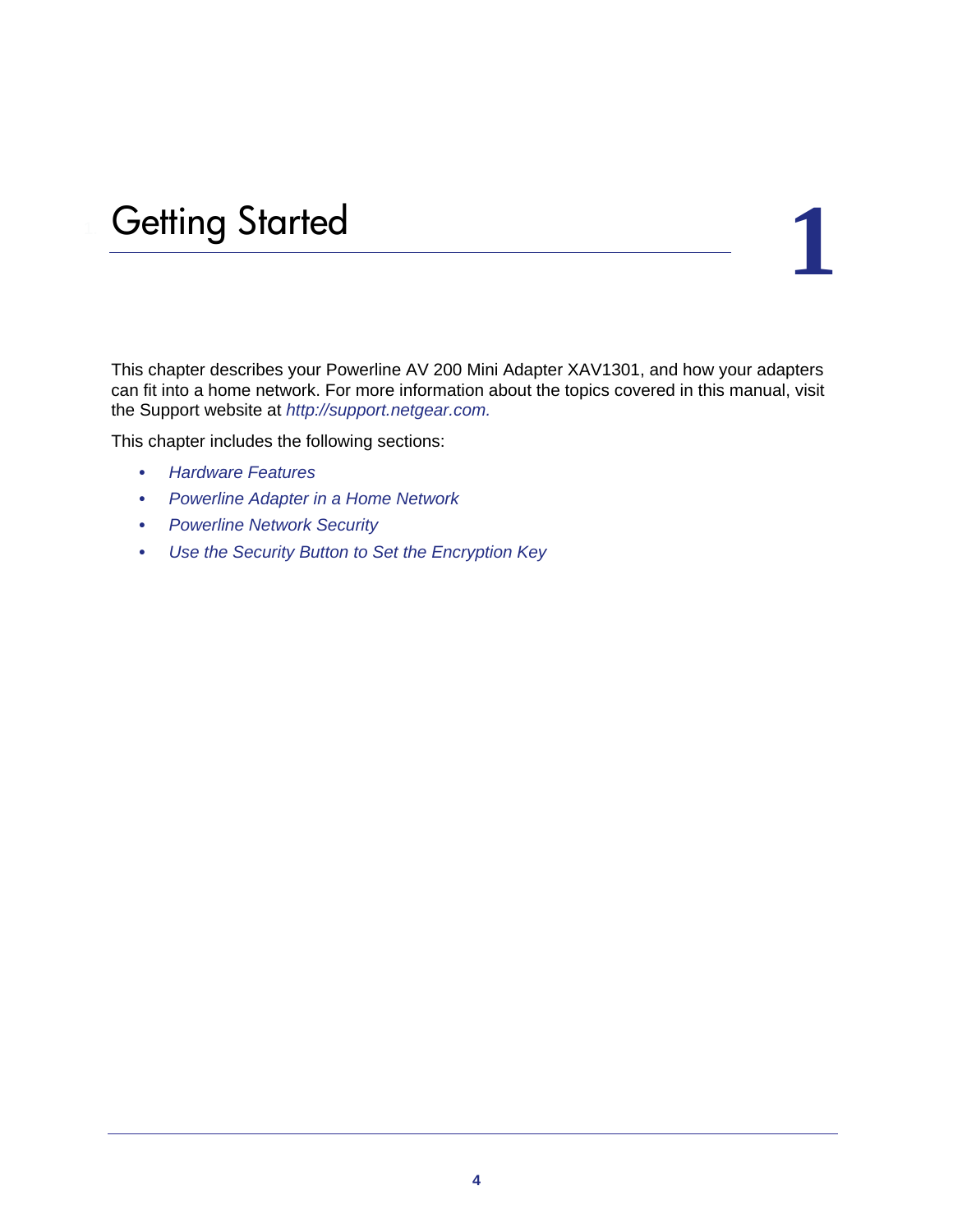# 1 Getting Started

This chapter describes your Powerline AV 200 Mini Adapter XAV1301, and how your adapters can fit into a home network. For more information about the topics covered in this manual, visit the Support website at *http://support.netgear.com.*

This chapter includes the following sections:

- *Hardware Features*
- *Powerline Adapter in a Home Network*
- *Powerline Network Security*
- *Use the Security Button to Set the Encryption Key*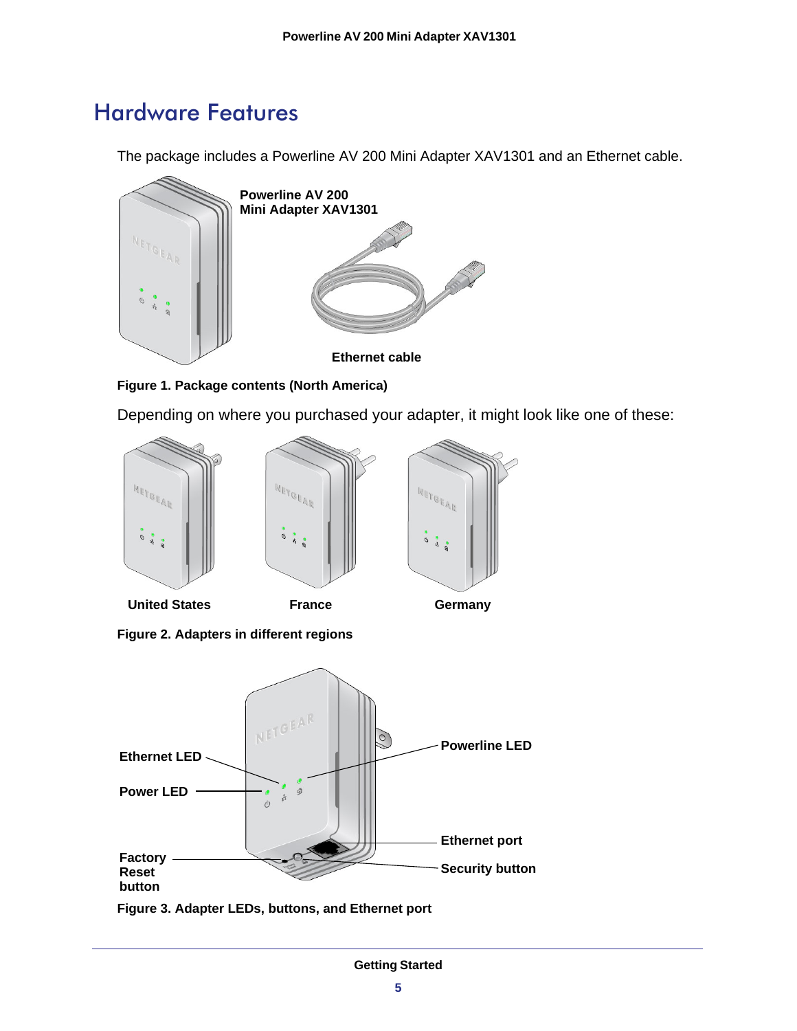## Hardware Features

The package includes a Powerline AV 200 Mini Adapter XAV1301 and an Ethernet cable.

**Powerline AV 200 Mini Adapter XAV1301**

**Ethernet cable**

**Figure 1. Package contents (North America)**

Depending on where you purchased your adapter, it might look like one of these:

**United States** **France** **Germany**

**Figure 2. Adapters in different regions**

**Ethernet LED**

**Power LED**

**Factory Reset button**

**Powerline LED**

**Ethernet port**

**Security button**

**Figure 3. Adapter LEDs, buttons, and Ethernet port**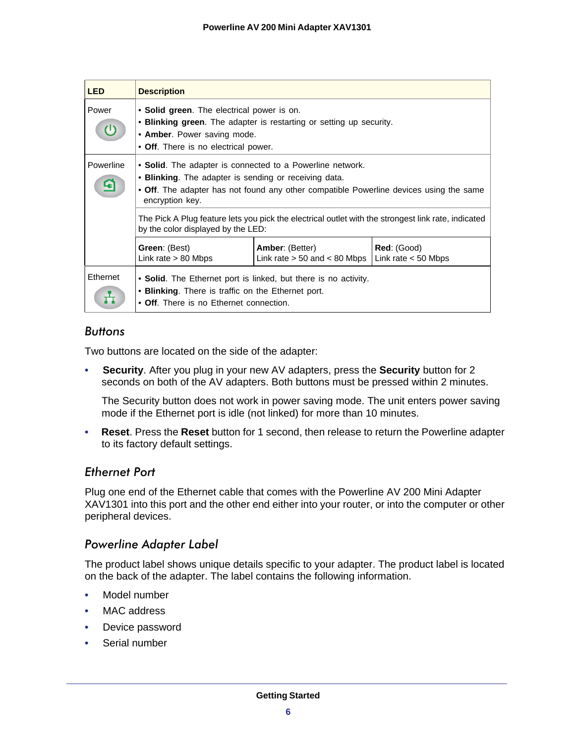| LED | Description | | |
| --- | --- | --- | --- |
| Power | • **Solid green**. The electrical power is on.<br>• **Blinking green**. The adapter is restarting or setting up security.<br>• **Amber**. Power saving mode.<br>• **Off**. There is no electrical power. | | |
| Powerline | • **Solid**. The adapter is connected to a Powerline network.<br>• **Blinking**. The adapter is sending or receiving data.<br>• **Off**. The adapter has not found any other compatible Powerline devices using the same encryption key. | | |
| | The Pick A Plug feature lets you pick the electrical outlet with the strongest link rate, indicated by the color displayed by the LED: | | |
| | **Green**: (Best)<br>Link rate > 80 Mbps | **Amber**: (Better)<br>Link rate > 50 and < 80 Mbps | **Red**: (Good)<br>Link rate < 50 Mbps |
| Ethernet | • **Solid**. The Ethernet port is linked, but there is no activity.<br>• **Blinking**. There is traffic on the Ethernet port.<br>• **Off**. There is no Ethernet connection. | | |

### Buttons

Two buttons are located on the side of the adapter:

- **Security**. After you plug in your new AV adapters, press the **Security** button for 2 seconds on both of the AV adapters. Both buttons must be pressed within 2 minutes.

  The Security button does not work in power saving mode. The unit enters power saving mode if the Ethernet port is idle (not linked) for more than 10 minutes.

- **Reset**. Press the **Reset** button for 1 second, then release to return the Powerline adapter to its factory default settings.

### Ethernet Port

Plug one end of the Ethernet cable that comes with the Powerline AV 200 Mini Adapter XAV1301 into this port and the other end either into your router, or into the computer or other peripheral devices.

### Powerline Adapter Label

The product label shows unique details specific to your adapter. The product label is located on the back of the adapter. The label contains the following information.

- Model number
- MAC address
- Device password
- Serial number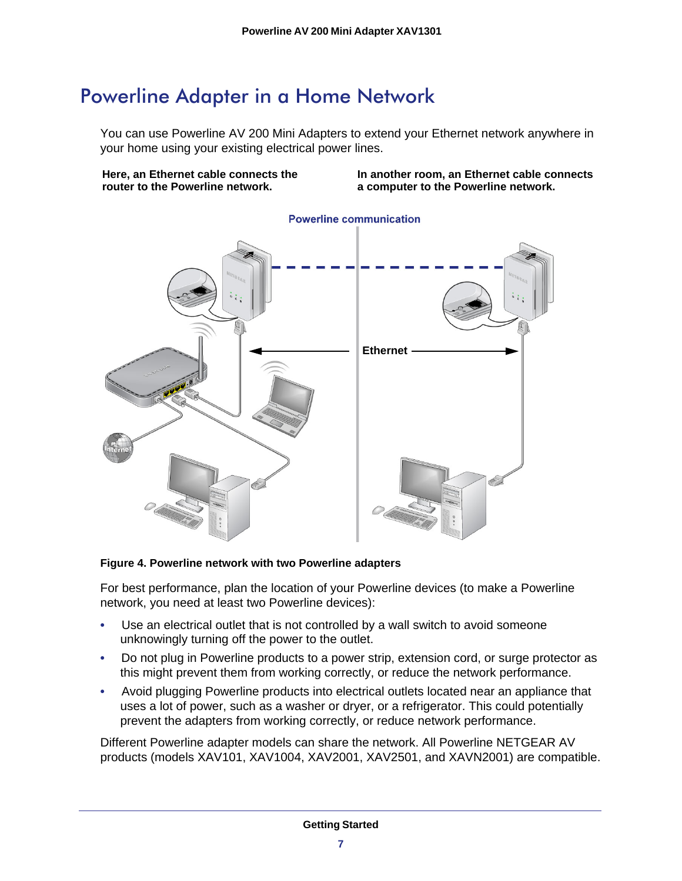# Powerline Adapter in a Home Network

You can use Powerline AV 200 Mini Adapters to extend your Ethernet network anywhere in your home using your existing electrical power lines.

**Here, an Ethernet cable connects the router to the Powerline network.**

**In another room, an Ethernet cable connects a computer to the Powerline network.**

**Figure 4. Powerline network with two Powerline adapters**

For best performance, plan the location of your Powerline devices (to make a Powerline network, you need at least two Powerline devices):

- Use an electrical outlet that is not controlled by a wall switch to avoid someone unknowingly turning off the power to the outlet.
- Do not plug in Powerline products to a power strip, extension cord, or surge protector as this might prevent them from working correctly, or reduce the network performance.
- Avoid plugging Powerline products into electrical outlets located near an appliance that uses a lot of power, such as a washer or dryer, or a refrigerator. This could potentially prevent the adapters from working correctly, or reduce network performance.

Different Powerline adapter models can share the network. All Powerline NETGEAR AV products (models XAV101, XAV1004, XAV2001, XAV2501, and XAVN2001) are compatible.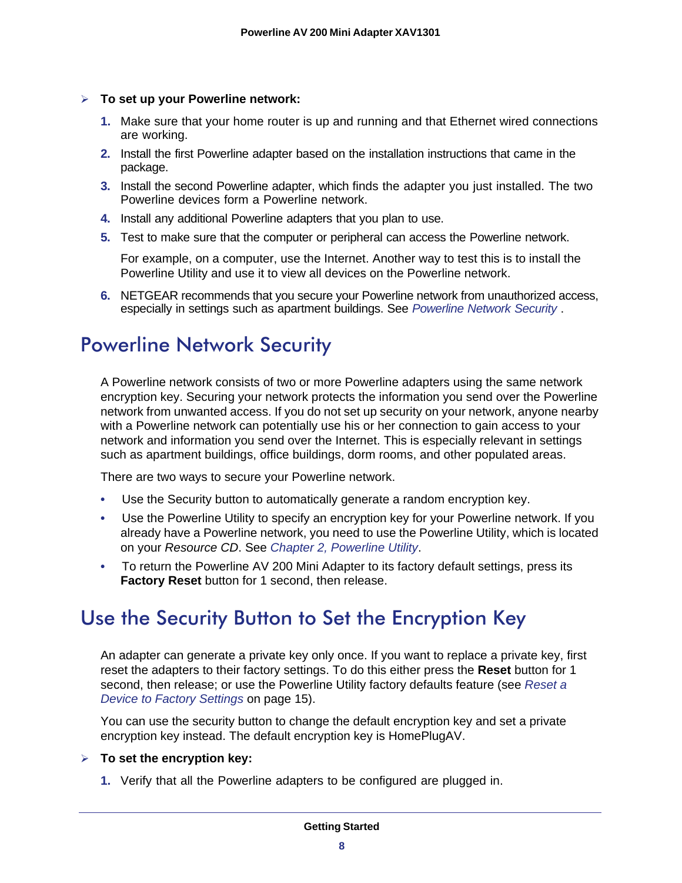➢ **To set up your Powerline network:**

1. Make sure that your home router is up and running and that Ethernet wired connections are working.
2. Install the first Powerline adapter based on the installation instructions that came in the package.
3. Install the second Powerline adapter, which finds the adapter you just installed. The two Powerline devices form a Powerline network.
4. Install any additional Powerline adapters that you plan to use.
5. Test to make sure that the computer or peripheral can access the Powerline network.

   For example, on a computer, use the Internet. Another way to test this is to install the Powerline Utility and use it to view all devices on the Powerline network.
6. NETGEAR recommends that you secure your Powerline network from unauthorized access, especially in settings such as apartment buildings. See *Powerline Network Security* .

## Powerline Network Security

A Powerline network consists of two or more Powerline adapters using the same network encryption key. Securing your network protects the information you send over the Powerline network from unwanted access. If you do not set up security on your network, anyone nearby with a Powerline network can potentially use his or her connection to gain access to your network and information you send over the Internet. This is especially relevant in settings such as apartment buildings, office buildings, dorm rooms, and other populated areas.

There are two ways to secure your Powerline network.

- Use the Security button to automatically generate a random encryption key.
- Use the Powerline Utility to specify an encryption key for your Powerline network. If you already have a Powerline network, you need to use the Powerline Utility, which is located on your *Resource CD*. See *Chapter 2, Powerline Utility*.
- To return the Powerline AV 200 Mini Adapter to its factory default settings, press its **Factory Reset** button for 1 second, then release.

## Use the Security Button to Set the Encryption Key

An adapter can generate a private key only once. If you want to replace a private key, first reset the adapters to their factory settings. To do this either press the **Reset** button for 1 second, then release; or use the Powerline Utility factory defaults feature (see *Reset a Device to Factory Settings* on page 15).

You can use the security button to change the default encryption key and set a private encryption key instead. The default encryption key is HomePlugAV.

➢ **To set the encryption key:**

1. Verify that all the Powerline adapters to be configured are plugged in.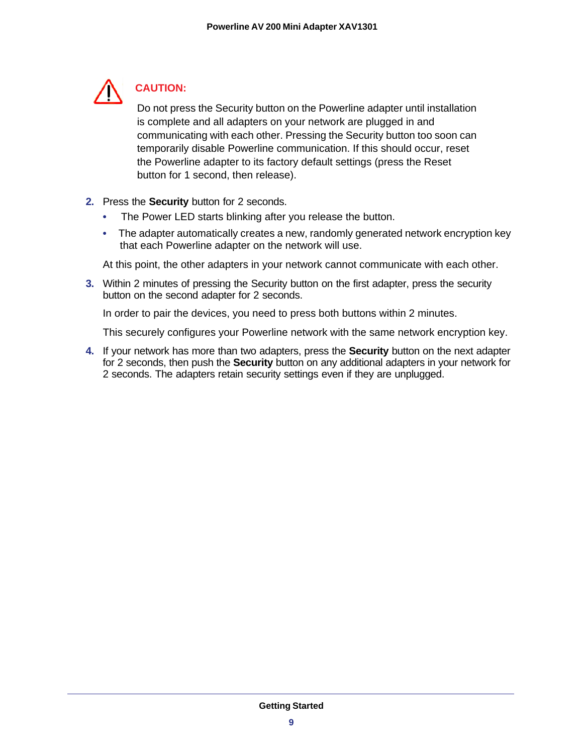**CAUTION:**

Do not press the Security button on the Powerline adapter until installation is complete and all adapters on your network are plugged in and communicating with each other. Pressing the Security button too soon can temporarily disable Powerline communication. If this should occur, reset the Powerline adapter to its factory default settings (press the Reset button for 1 second, then release).

2. Press the **Security** button for 2 seconds.
   - The Power LED starts blinking after you release the button.
   - The adapter automatically creates a new, randomly generated network encryption key that each Powerline adapter on the network will use.

   At this point, the other adapters in your network cannot communicate with each other.

3. Within 2 minutes of pressing the Security button on the first adapter, press the security button on the second adapter for 2 seconds.

   In order to pair the devices, you need to press both buttons within 2 minutes.

   This securely configures your Powerline network with the same network encryption key.

4. If your network has more than two adapters, press the **Security** button on the next adapter for 2 seconds, then push the **Security** button on any additional adapters in your network for 2 seconds. The adapters retain security settings even if they are unplugged.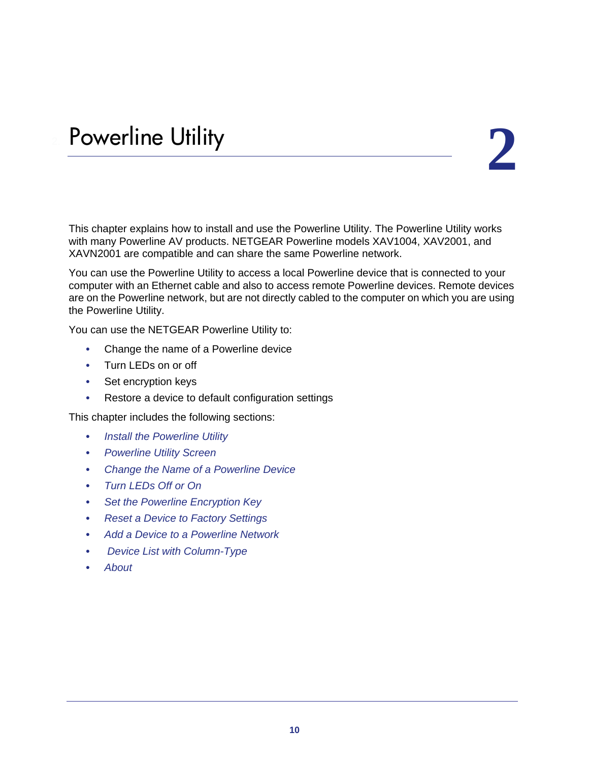# 2 Powerline Utility

This chapter explains how to install and use the Powerline Utility. The Powerline Utility works with many Powerline AV products. NETGEAR Powerline models XAV1004, XAV2001, and XAVN2001 are compatible and can share the same Powerline network.

You can use the Powerline Utility to access a local Powerline device that is connected to your computer with an Ethernet cable and also to access remote Powerline devices. Remote devices are on the Powerline network, but are not directly cabled to the computer on which you are using the Powerline Utility.

You can use the NETGEAR Powerline Utility to:

- Change the name of a Powerline device
- Turn LEDs on or off
- Set encryption keys
- Restore a device to default configuration settings

This chapter includes the following sections:

- *Install the Powerline Utility*
- *Powerline Utility Screen*
- *Change the Name of a Powerline Device*
- *Turn LEDs Off or On*
- *Set the Powerline Encryption Key*
- *Reset a Device to Factory Settings*
- *Add a Device to a Powerline Network*
- *Device List with Column-Type*
- *About*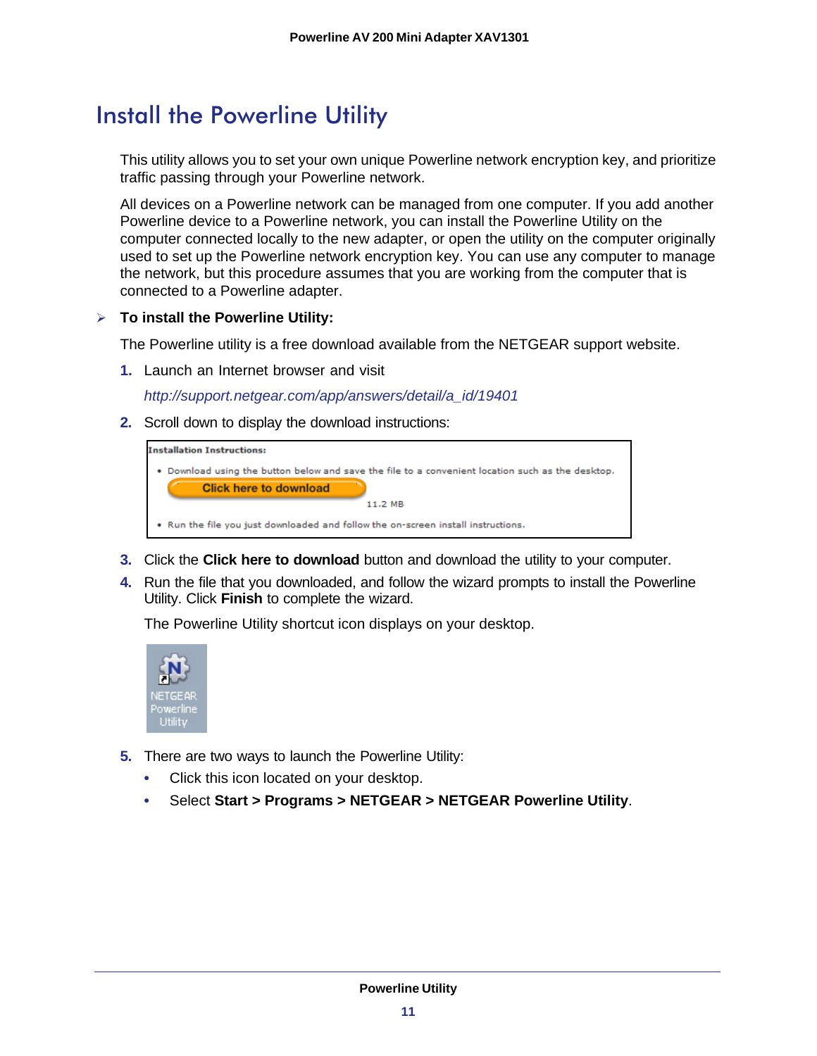# Install the Powerline Utility

This utility allows you to set your own unique Powerline network encryption key, and prioritize traffic passing through your Powerline network.

All devices on a Powerline network can be managed from one computer. If you add another Powerline device to a Powerline network, you can install the Powerline Utility on the computer connected locally to the new adapter, or open the utility on the computer originally used to set up the Powerline network encryption key. You can use any computer to manage the network, but this procedure assumes that you are working from the computer that is connected to a Powerline adapter.

➢ **To install the Powerline Utility:**

The Powerline utility is a free download available from the NETGEAR support website.

1. Launch an Internet browser and visit

   *http://support.netgear.com/app/answers/detail/a_id/19401*

2. Scroll down to display the download instructions:

   **Installation Instructions:**
   - Download using the button below and save the file to a convenient location such as the desktop.
     
     Click here to download
     
     11.2 MB
   - Run the file you just downloaded and follow the on-screen install instructions.

3. Click the **Click here to download** button and download the utility to your computer.
4. Run the file that you downloaded, and follow the wizard prompts to install the Powerline Utility. Click **Finish** to complete the wizard.

   The Powerline Utility shortcut icon displays on your desktop.

   NETGEAR Powerline Utility

5. There are two ways to launch the Powerline Utility:
   - Click this icon located on your desktop.
   - Select **Start > Programs > NETGEAR > NETGEAR Powerline Utility**.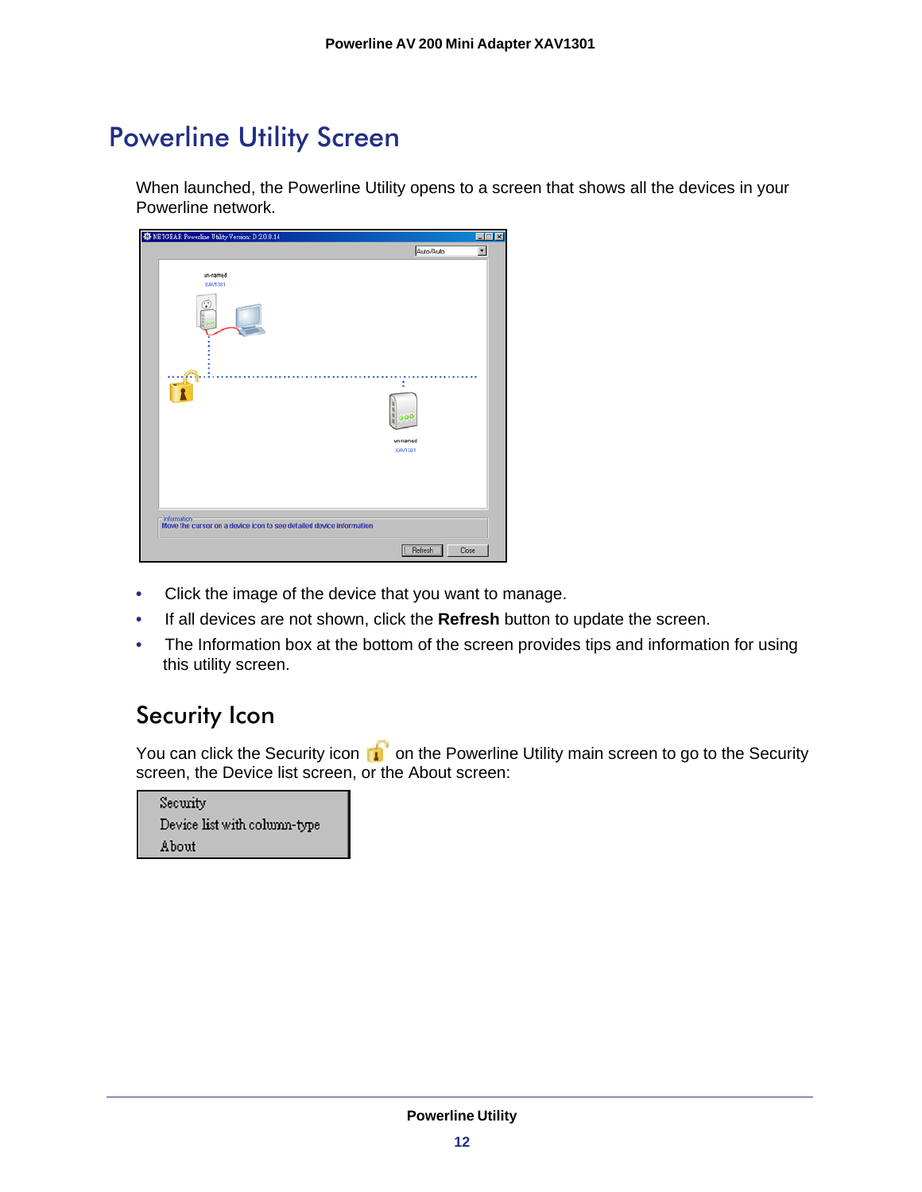# Powerline Utility Screen

When launched, the Powerline Utility opens to a screen that shows all the devices in your Powerline network.

- Click the image of the device that you want to manage.
- If all devices are not shown, click the **Refresh** button to update the screen.
- The Information box at the bottom of the screen provides tips and information for using this utility screen.

## Security Icon

You can click the Security icon on the Powerline Utility main screen to go to the Security screen, the Device list screen, or the About screen:

Security
Device list with column-type
About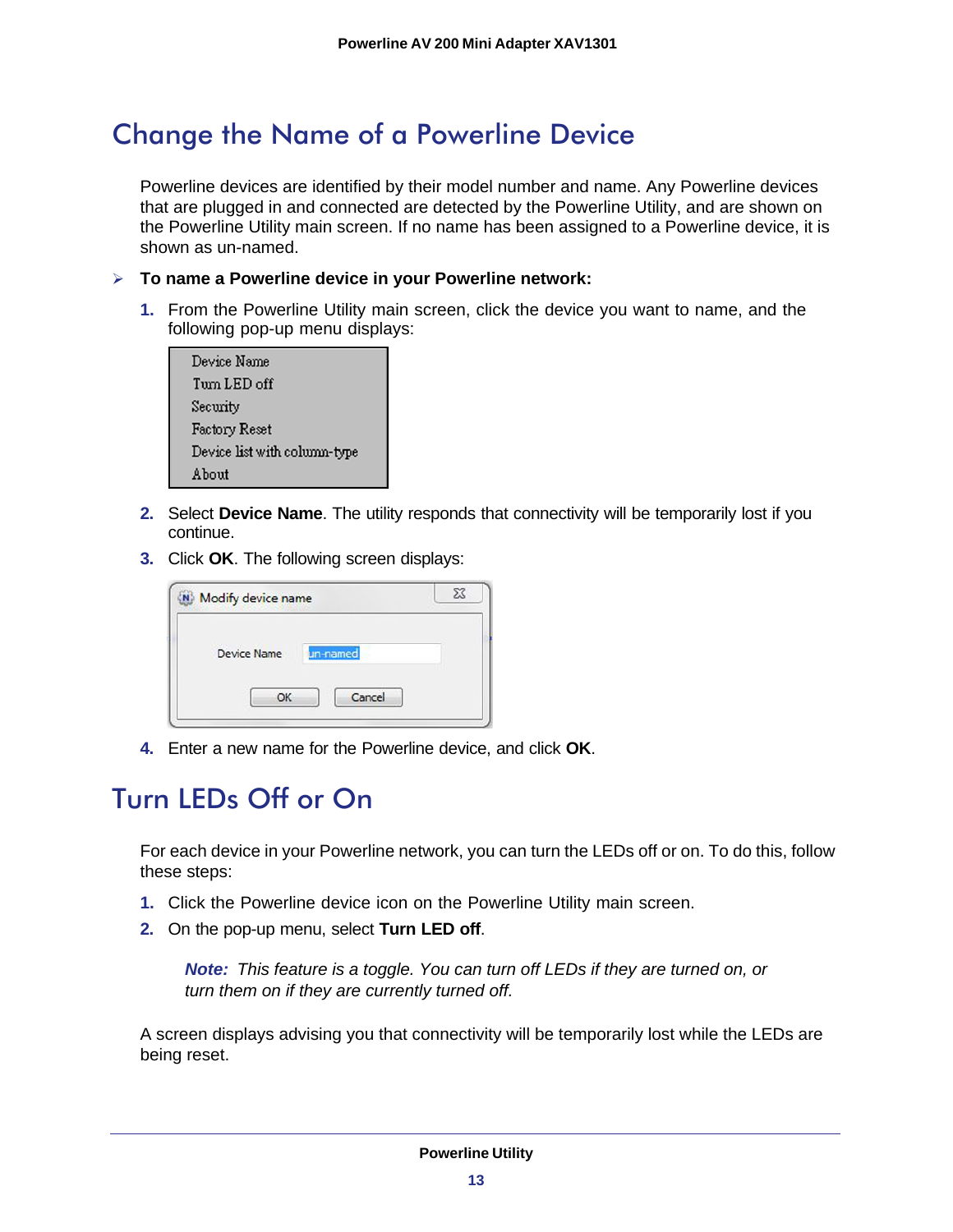# Change the Name of a Powerline Device

Powerline devices are identified by their model number and name. Any Powerline devices that are plugged in and connected are detected by the Powerline Utility, and are shown on the Powerline Utility main screen. If no name has been assigned to a Powerline device, it is shown as un-named.

➢ **To name a Powerline device in your Powerline network:**

1. From the Powerline Utility main screen, click the device you want to name, and the following pop-up menu displays:

   Device Name
   Turn LED off
   Security
   Factory Reset
   Device list with column-type
   About

2. Select **Device Name**. The utility responds that connectivity will be temporarily lost if you continue.
3. Click **OK**. The following screen displays:

   Modify device name
   Device Name: un-named
   OK | Cancel

4. Enter a new name for the Powerline device, and click **OK**.

# Turn LEDs Off or On

For each device in your Powerline network, you can turn the LEDs off or on. To do this, follow these steps:

1. Click the Powerline device icon on the Powerline Utility main screen.
2. On the pop-up menu, select **Turn LED off**.

   ***Note:*** *This feature is a toggle. You can turn off LEDs if they are turned on, or turn them on if they are currently turned off.*

A screen displays advising you that connectivity will be temporarily lost while the LEDs are being reset.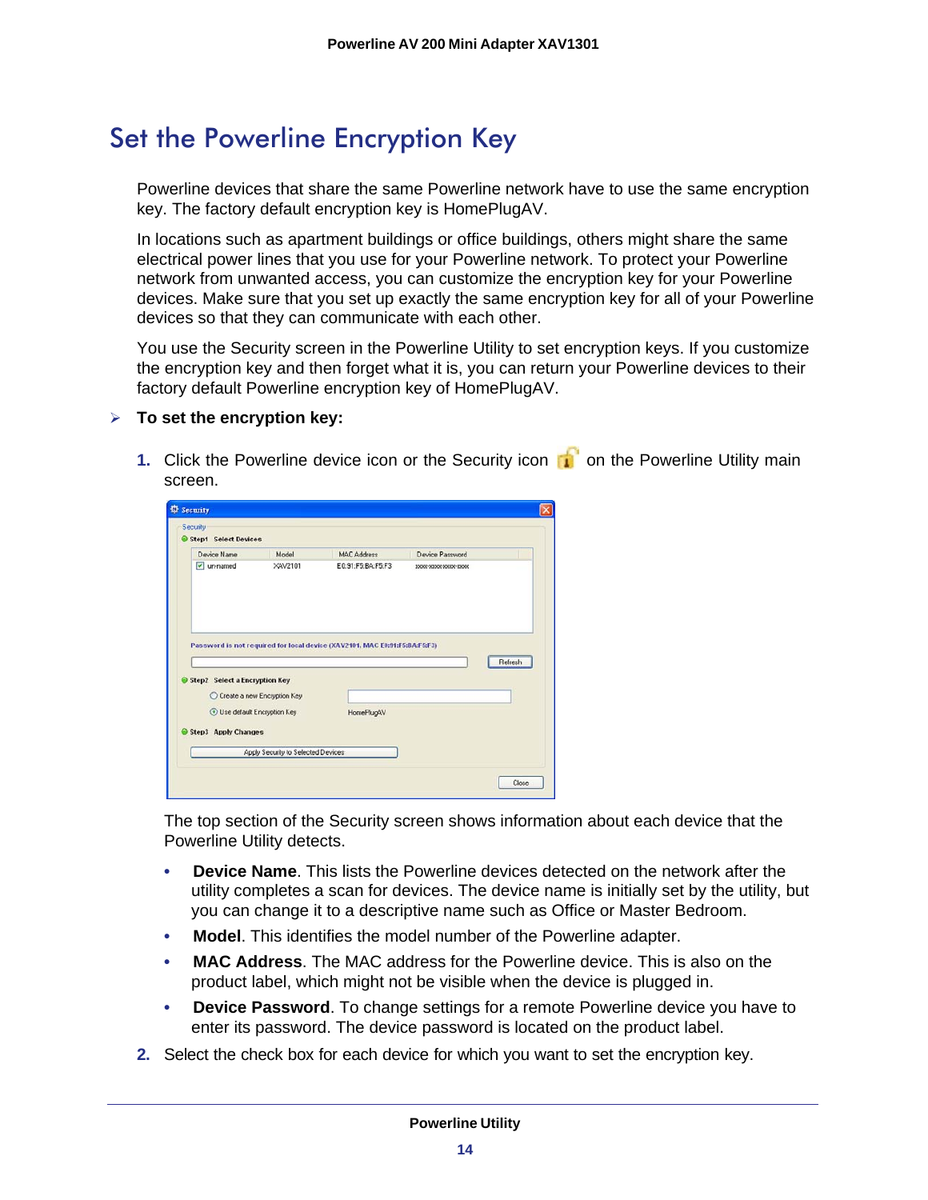# Set the Powerline Encryption Key

Powerline devices that share the same Powerline network have to use the same encryption key. The factory default encryption key is HomePlugAV.

In locations such as apartment buildings or office buildings, others might share the same electrical power lines that you use for your Powerline network. To protect your Powerline network from unwanted access, you can customize the encryption key for your Powerline devices. Make sure that you set up exactly the same encryption key for all of your Powerline devices so that they can communicate with each other.

You use the Security screen in the Powerline Utility to set encryption keys. If you customize the encryption key and then forget what it is, you can return your Powerline devices to their factory default Powerline encryption key of HomePlugAV.

➢ **To set the encryption key:**

1. Click the Powerline device icon or the Security icon on the Powerline Utility main screen.

   The top section of the Security screen shows information about each device that the Powerline Utility detects.

   - **Device Name**. This lists the Powerline devices detected on the network after the utility completes a scan for devices. The device name is initially set by the utility, but you can change it to a descriptive name such as Office or Master Bedroom.
   - **Model**. This identifies the model number of the Powerline adapter.
   - **MAC Address**. The MAC address for the Powerline device. This is also on the product label, which might not be visible when the device is plugged in.
   - **Device Password**. To change settings for a remote Powerline device you have to enter its password. The device password is located on the product label.

2. Select the check box for each device for which you want to set the encryption key.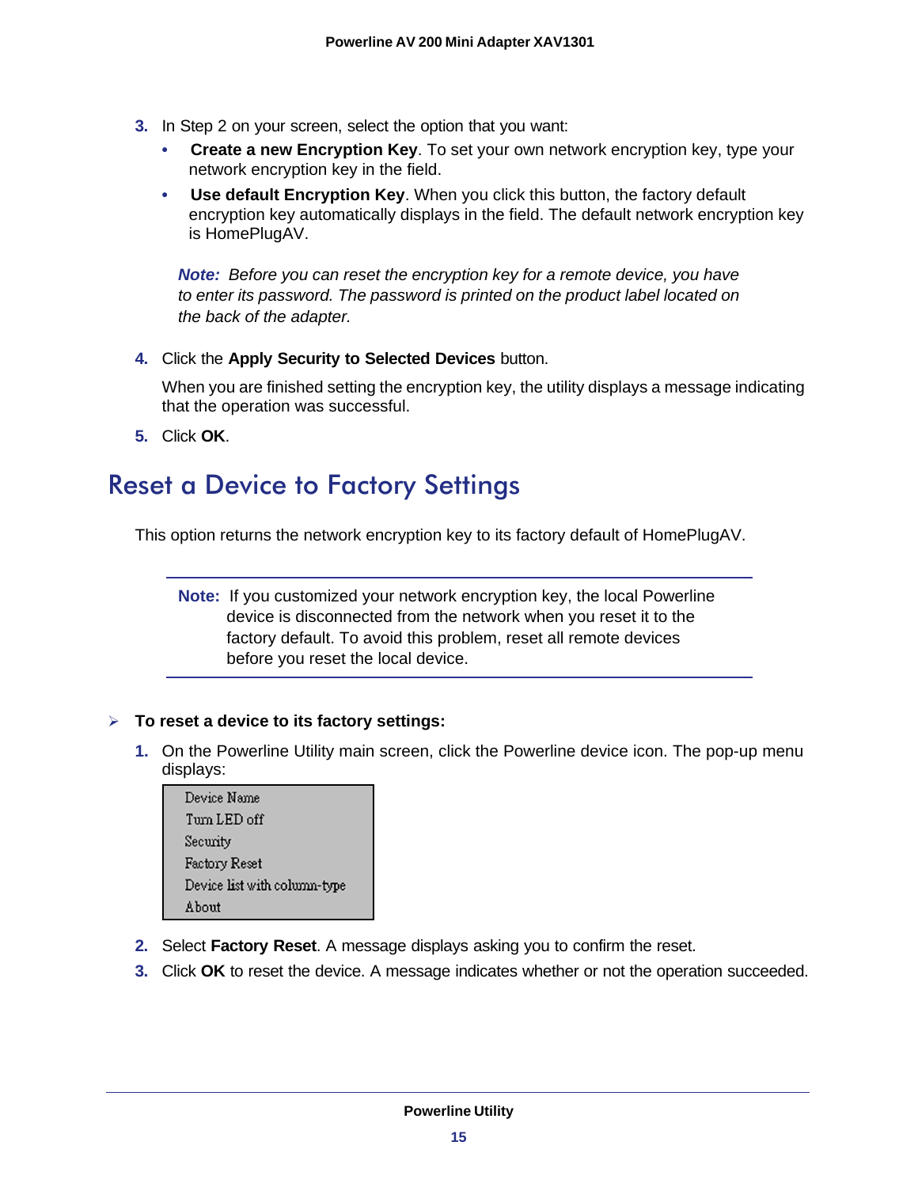3. In Step 2 on your screen, select the option that you want:
   - **Create a new Encryption Key**. To set your own network encryption key, type your network encryption key in the field.
   - **Use default Encryption Key**. When you click this button, the factory default encryption key automatically displays in the field. The default network encryption key is HomePlugAV.

   ***Note:*** *Before you can reset the encryption key for a remote device, you have to enter its password. The password is printed on the product label located on the back of the adapter.*

4. Click the **Apply Security to Selected Devices** button.

   When you are finished setting the encryption key, the utility displays a message indicating that the operation was successful.

5. Click **OK**.

## Reset a Device to Factory Settings

This option returns the network encryption key to its factory default of HomePlugAV.

> **Note:** If you customized your network encryption key, the local Powerline device is disconnected from the network when you reset it to the factory default. To avoid this problem, reset all remote devices before you reset the local device.

**To reset a device to its factory settings:**

1. On the Powerline Utility main screen, click the Powerline device icon. The pop-up menu displays:

   Device Name
   Turn LED off
   Security
   Factory Reset
   Device list with column-type
   About

2. Select **Factory Reset**. A message displays asking you to confirm the reset.
3. Click **OK** to reset the device. A message indicates whether or not the operation succeeded.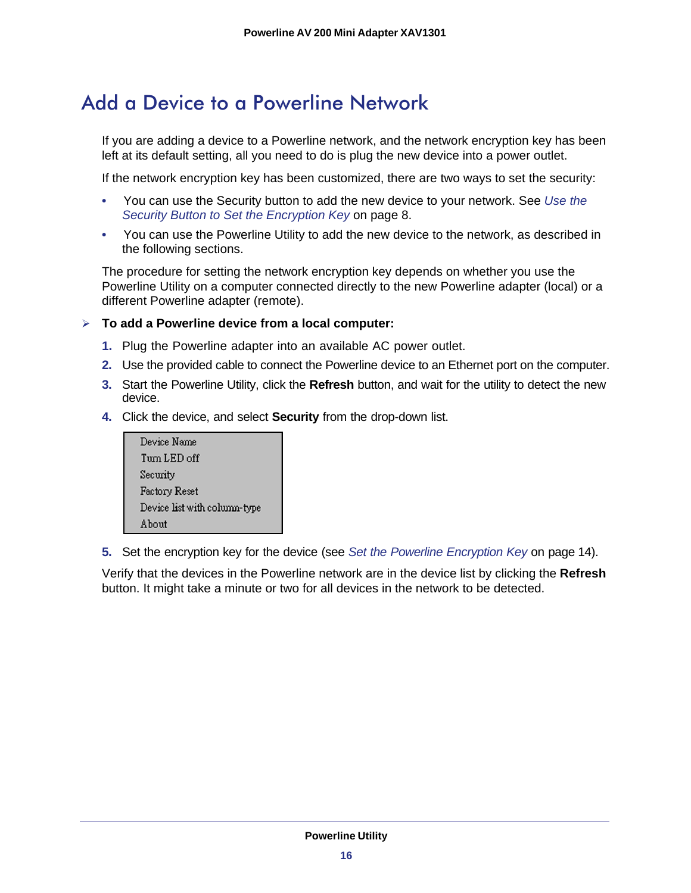# Add a Device to a Powerline Network

If you are adding a device to a Powerline network, and the network encryption key has been left at its default setting, all you need to do is plug the new device into a power outlet.

If the network encryption key has been customized, there are two ways to set the security:

- You can use the Security button to add the new device to your network. See *Use the Security Button to Set the Encryption Key* on page 8.
- You can use the Powerline Utility to add the new device to the network, as described in the following sections.

The procedure for setting the network encryption key depends on whether you use the Powerline Utility on a computer connected directly to the new Powerline adapter (local) or a different Powerline adapter (remote).

➤ **To add a Powerline device from a local computer:**

1. Plug the Powerline adapter into an available AC power outlet.
2. Use the provided cable to connect the Powerline device to an Ethernet port on the computer.
3. Start the Powerline Utility, click the **Refresh** button, and wait for the utility to detect the new device.
4. Click the device, and select **Security** from the drop-down list.

   Device Name
   Turn LED off
   Security
   Factory Reset
   Device list with column-type
   About

5. Set the encryption key for the device (see *Set the Powerline Encryption Key* on page 14).

Verify that the devices in the Powerline network are in the device list by clicking the **Refresh** button. It might take a minute or two for all devices in the network to be detected.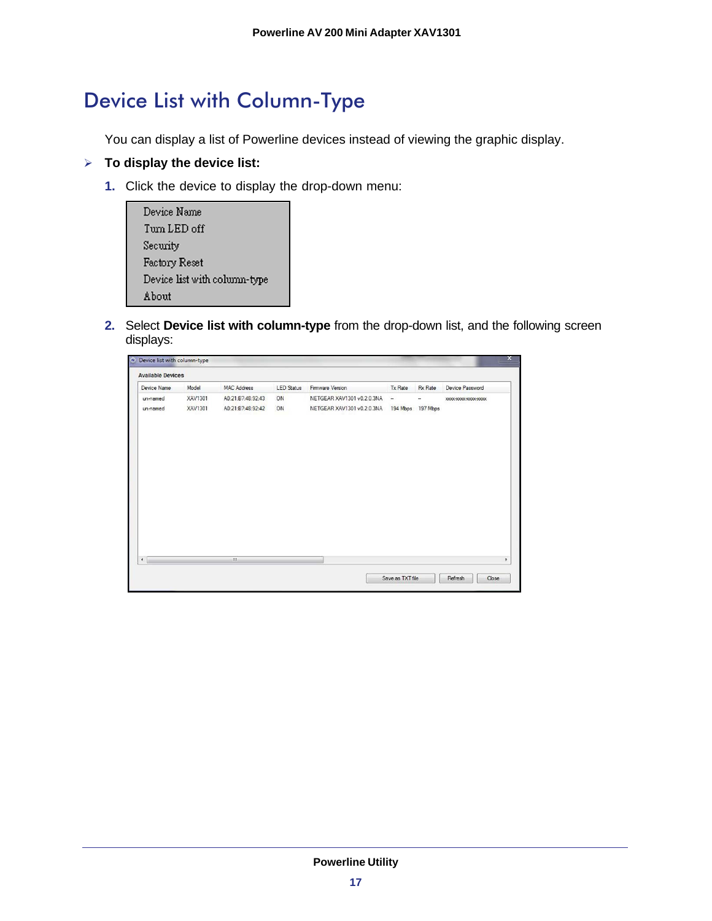# Device List with Column-Type

You can display a list of Powerline devices instead of viewing the graphic display.

➤ **To display the device list:**

1. Click the device to display the drop-down menu:

   Device Name
   Turn LED off
   Security
   Factory Reset
   Device list with column-type
   About

2. Select **Device list with column-type** from the drop-down list, and the following screen displays:

Device list with column-type

Available Devices

| Device Name | Model | MAC Address | LED Status | Firmware Version | Tx Rate | Rx Rate | Device Password |
|---|---|---|---|---|---|---|---|
| un-named | XAV1301 | A0:21:B7:48:92:43 | ON | NETGEAR XAV1301 v0.2.0.3NA | -- | -- | xxxx-xxxx-xxxx-xxxx |
| un-named | XAV1301 | A0:21:B7:48:92:42 | ON | NETGEAR XAV1301 v0.2.0.3NA | 194 Mbps | 197 Mbps | |

Save as TXT file | Refresh | Close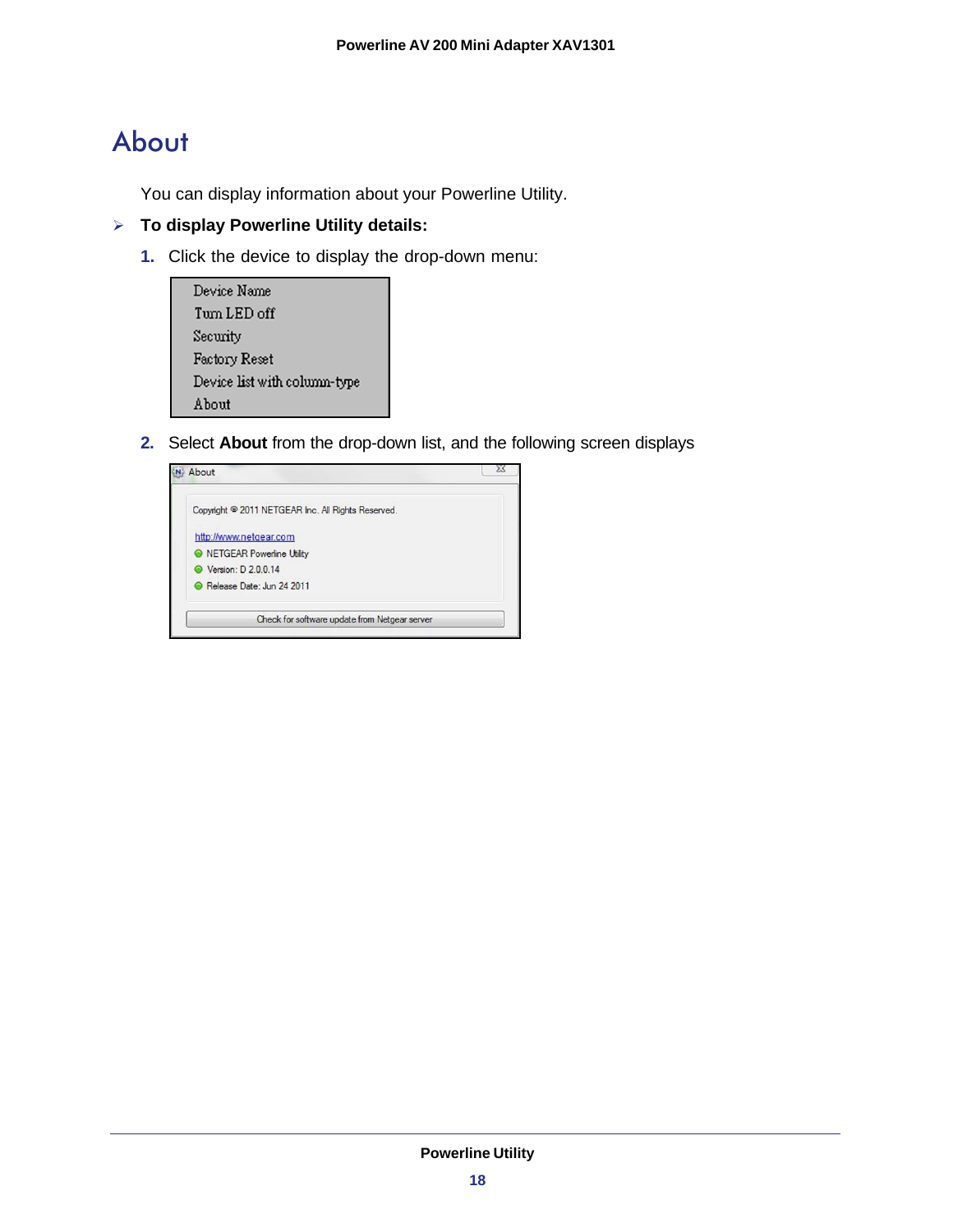# About

You can display information about your Powerline Utility.

- **To display Powerline Utility details:**

1. Click the device to display the drop-down menu:

   Device Name
   Turn LED off
   Security
   Factory Reset
   Device list with column-type
   About

2. Select **About** from the drop-down list, and the following screen displays

   About

   Copyright © 2011 NETGEAR Inc. All Rights Reserved.

   http://www.netgear.com

   NETGEAR Powerline Utility

   Version: D 2.0.0.14

   Release Date: Jun 24 2011

   Check for software update from Netgear server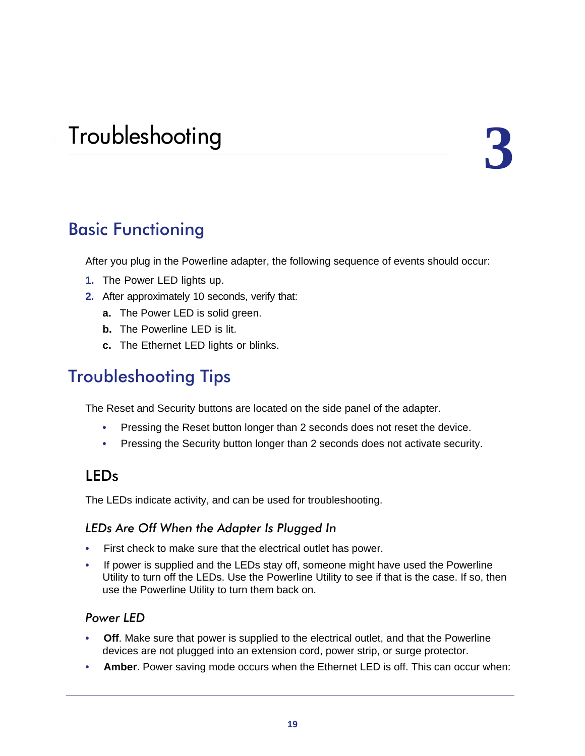# 3 Troubleshooting

## Basic Functioning

After you plug in the Powerline adapter, the following sequence of events should occur:

1. The Power LED lights up.
2. After approximately 10 seconds, verify that:
   a. The Power LED is solid green.
   b. The Powerline LED is lit.
   c. The Ethernet LED lights or blinks.

## Troubleshooting Tips

The Reset and Security buttons are located on the side panel of the adapter.

- Pressing the Reset button longer than 2 seconds does not reset the device.
- Pressing the Security button longer than 2 seconds does not activate security.

### LEDs

The LEDs indicate activity, and can be used for troubleshooting.

#### *LEDs Are Off When the Adapter Is Plugged In*

- First check to make sure that the electrical outlet has power.
- If power is supplied and the LEDs stay off, someone might have used the Powerline Utility to turn off the LEDs. Use the Powerline Utility to see if that is the case. If so, then use the Powerline Utility to turn them back on.

#### *Power LED*

- **Off**. Make sure that power is supplied to the electrical outlet, and that the Powerline devices are not plugged into an extension cord, power strip, or surge protector.
- **Amber**. Power saving mode occurs when the Ethernet LED is off. This can occur when: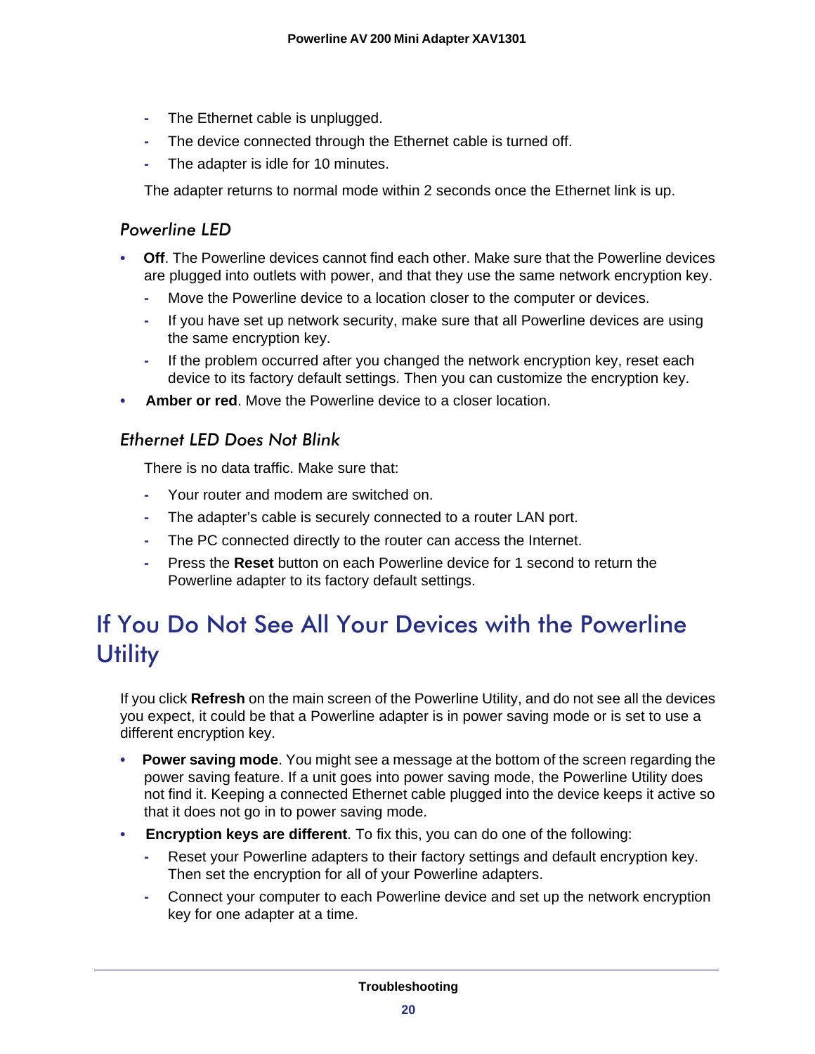- The Ethernet cable is unplugged.
- The device connected through the Ethernet cable is turned off.
- The adapter is idle for 10 minutes.

The adapter returns to normal mode within 2 seconds once the Ethernet link is up.

### *Powerline LED*

- **Off**. The Powerline devices cannot find each other. Make sure that the Powerline devices are plugged into outlets with power, and that they use the same network encryption key.
  - Move the Powerline device to a location closer to the computer or devices.
  - If you have set up network security, make sure that all Powerline devices are using the same encryption key.
  - If the problem occurred after you changed the network encryption key, reset each device to its factory default settings. Then you can customize the encryption key.
- **Amber or red**. Move the Powerline device to a closer location.

### *Ethernet LED Does Not Blink*

There is no data traffic. Make sure that:

- Your router and modem are switched on.
- The adapter's cable is securely connected to a router LAN port.
- The PC connected directly to the router can access the Internet.
- Press the **Reset** button on each Powerline device for 1 second to return the Powerline adapter to its factory default settings.

## If You Do Not See All Your Devices with the Powerline Utility

If you click **Refresh** on the main screen of the Powerline Utility, and do not see all the devices you expect, it could be that a Powerline adapter is in power saving mode or is set to use a different encryption key.

- **Power saving mode**. You might see a message at the bottom of the screen regarding the power saving feature. If a unit goes into power saving mode, the Powerline Utility does not find it. Keeping a connected Ethernet cable plugged into the device keeps it active so that it does not go in to power saving mode.
- **Encryption keys are different**. To fix this, you can do one of the following:
  - Reset your Powerline adapters to their factory settings and default encryption key. Then set the encryption for all of your Powerline adapters.
  - Connect your computer to each Powerline device and set up the network encryption key for one adapter at a time.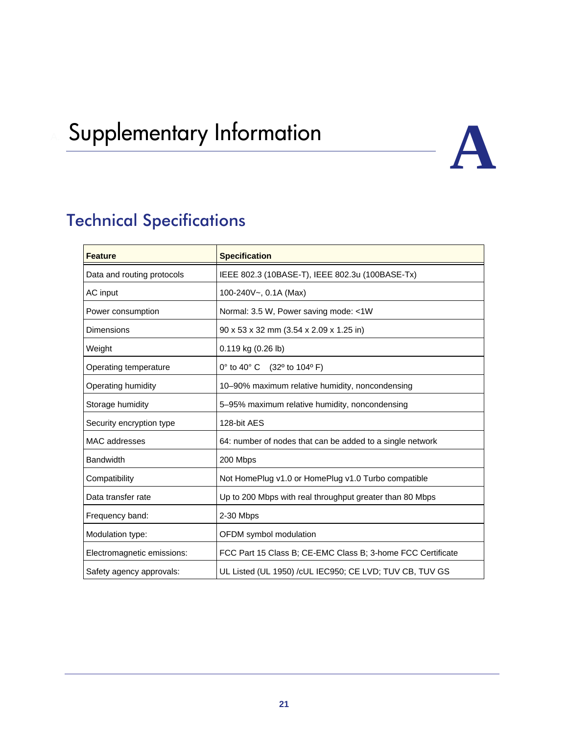# Supplementary Information

A

## Technical Specifications

| Feature | Specification |
|---|---|
| Data and routing protocols | IEEE 802.3 (10BASE-T), IEEE 802.3u (100BASE-Tx) |
| AC input | 100-240V~, 0.1A (Max) |
| Power consumption | Normal: 3.5 W, Power saving mode: <1W |
| Dimensions | 90 x 53 x 32 mm (3.54 x 2.09 x 1.25 in) |
| Weight | 0.119 kg (0.26 lb) |
| Operating temperature | 0° to 40° C (32º to 104º F) |
| Operating humidity | 10–90% maximum relative humidity, noncondensing |
| Storage humidity | 5–95% maximum relative humidity, noncondensing |
| Security encryption type | 128-bit AES |
| MAC addresses | 64: number of nodes that can be added to a single network |
| Bandwidth | 200 Mbps |
| Compatibility | Not HomePlug v1.0 or HomePlug v1.0 Turbo compatible |
| Data transfer rate | Up to 200 Mbps with real throughput greater than 80 Mbps |
| Frequency band: | 2-30 Mbps |
| Modulation type: | OFDM symbol modulation |
| Electromagnetic emissions: | FCC Part 15 Class B; CE-EMC Class B; 3-home FCC Certificate |
| Safety agency approvals: | UL Listed (UL 1950) /cUL IEC950; CE LVD; TUV CB, TUV GS |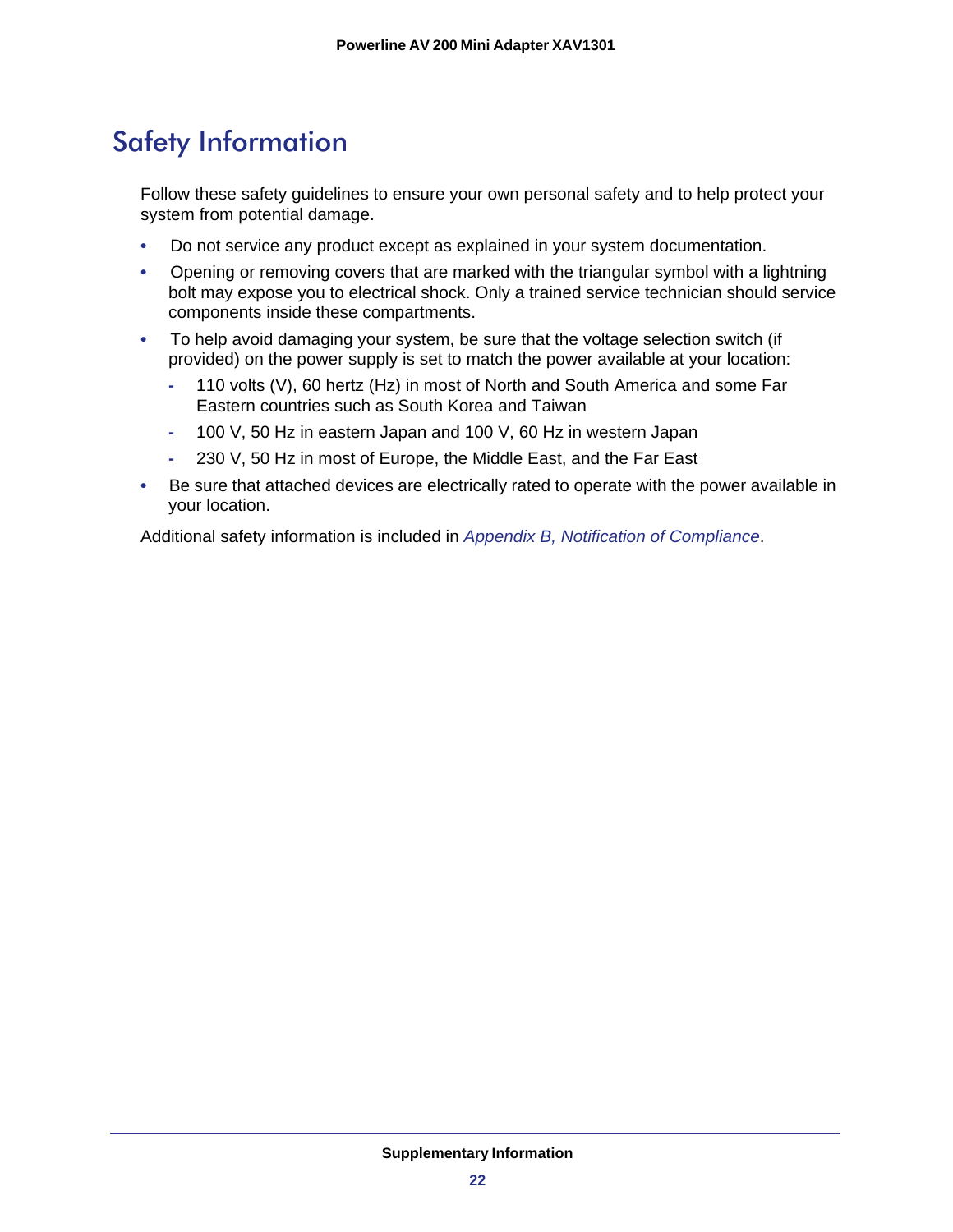# Safety Information

Follow these safety guidelines to ensure your own personal safety and to help protect your system from potential damage.

- Do not service any product except as explained in your system documentation.
- Opening or removing covers that are marked with the triangular symbol with a lightning bolt may expose you to electrical shock. Only a trained service technician should service components inside these compartments.
- To help avoid damaging your system, be sure that the voltage selection switch (if provided) on the power supply is set to match the power available at your location:
  - 110 volts (V), 60 hertz (Hz) in most of North and South America and some Far Eastern countries such as South Korea and Taiwan
  - 100 V, 50 Hz in eastern Japan and 100 V, 60 Hz in western Japan
  - 230 V, 50 Hz in most of Europe, the Middle East, and the Far East
- Be sure that attached devices are electrically rated to operate with the power available in your location.

Additional safety information is included in *Appendix B, Notification of Compliance*.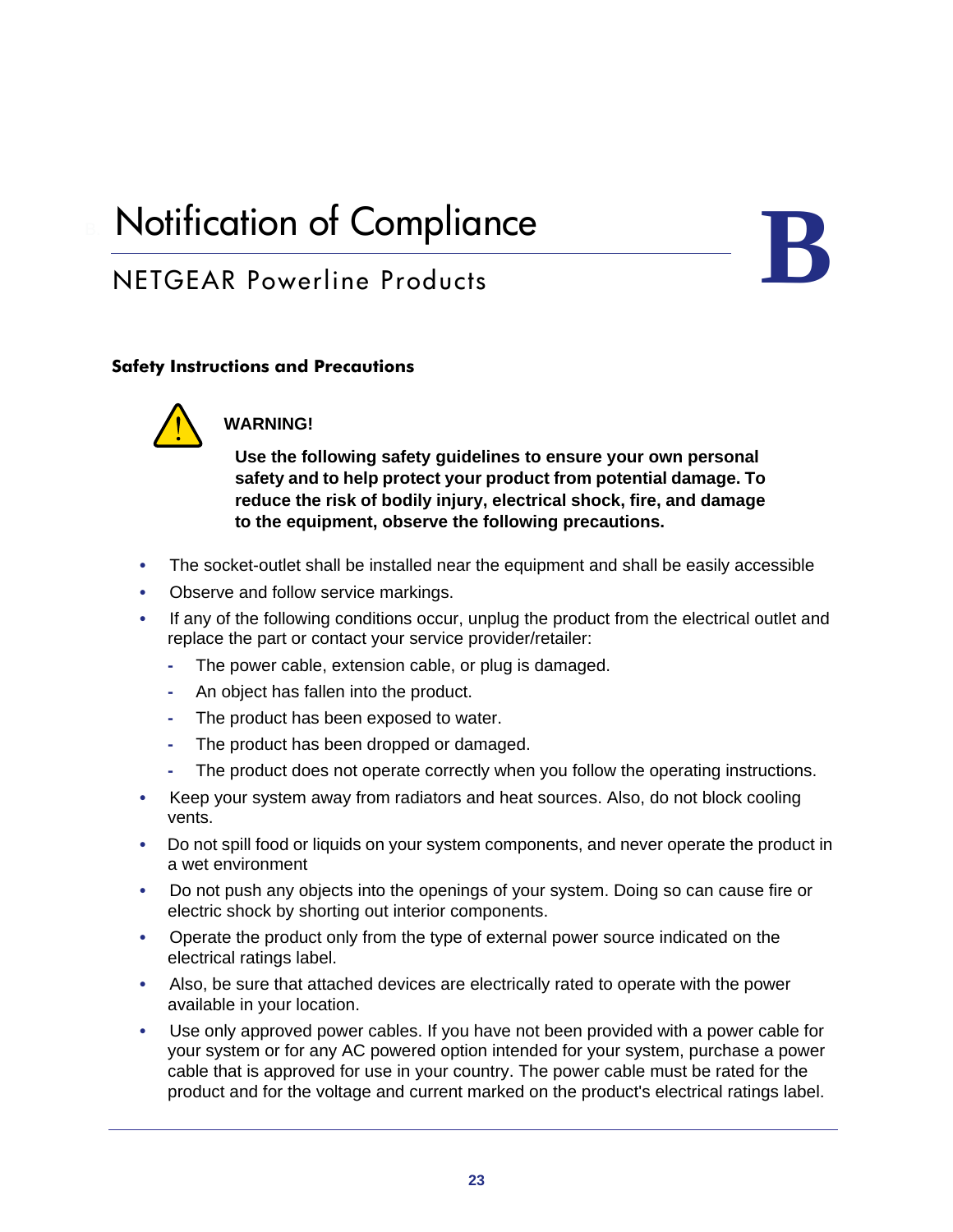# Notification of Compliance

## NETGEAR Powerline Products

B

### Safety Instructions and Precautions

**WARNING!**

**Use the following safety guidelines to ensure your own personal safety and to help protect your product from potential damage. To reduce the risk of bodily injury, electrical shock, fire, and damage to the equipment, observe the following precautions.**

- The socket-outlet shall be installed near the equipment and shall be easily accessible
- Observe and follow service markings.
- If any of the following conditions occur, unplug the product from the electrical outlet and replace the part or contact your service provider/retailer:
  - The power cable, extension cable, or plug is damaged.
  - An object has fallen into the product.
  - The product has been exposed to water.
  - The product has been dropped or damaged.
  - The product does not operate correctly when you follow the operating instructions.
- Keep your system away from radiators and heat sources. Also, do not block cooling vents.
- Do not spill food or liquids on your system components, and never operate the product in a wet environment
- Do not push any objects into the openings of your system. Doing so can cause fire or electric shock by shorting out interior components.
- Operate the product only from the type of external power source indicated on the electrical ratings label.
- Also, be sure that attached devices are electrically rated to operate with the power available in your location.
- Use only approved power cables. If you have not been provided with a power cable for your system or for any AC powered option intended for your system, purchase a power cable that is approved for use in your country. The power cable must be rated for the product and for the voltage and current marked on the product's electrical ratings label.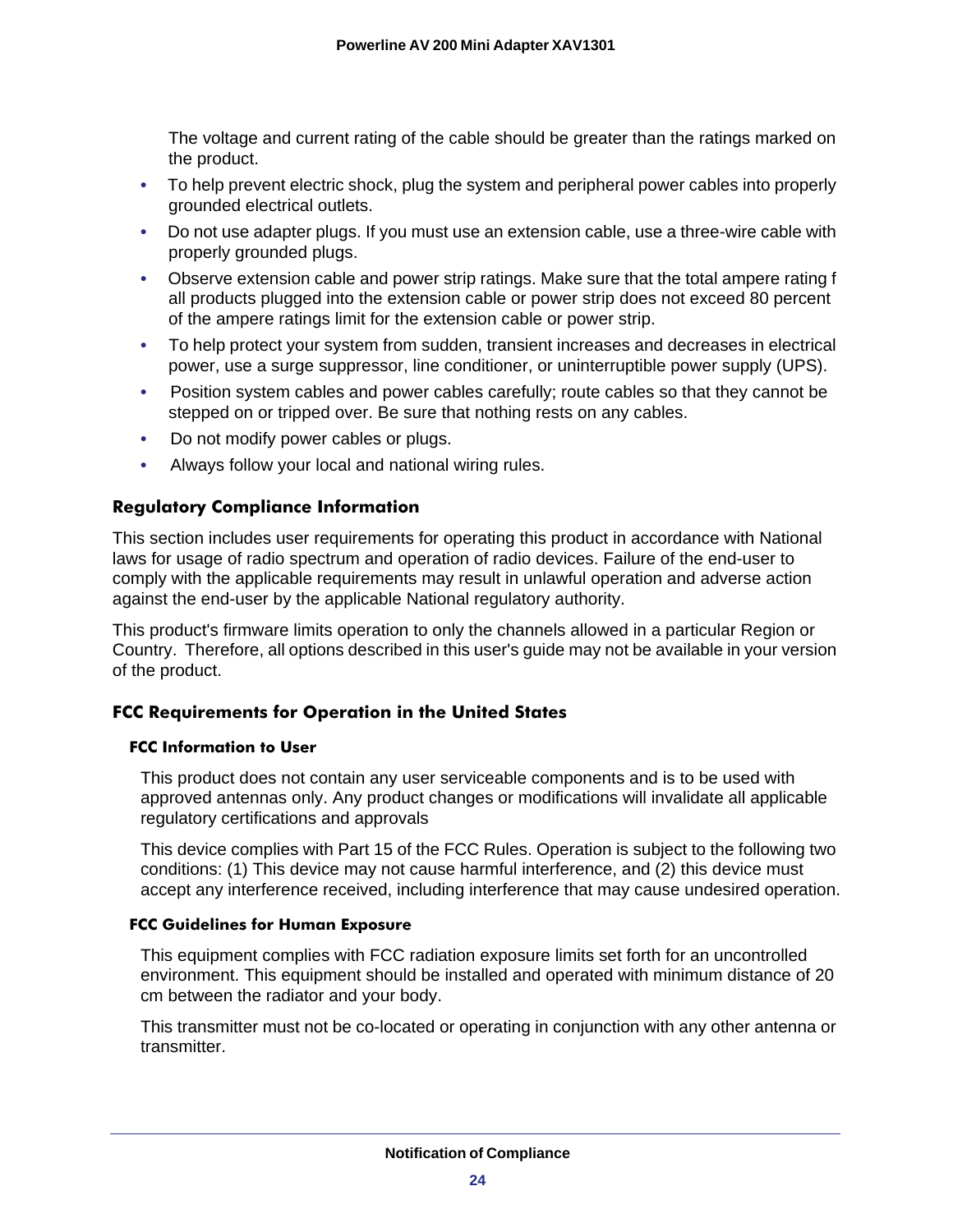The voltage and current rating of the cable should be greater than the ratings marked on the product.

- To help prevent electric shock, plug the system and peripheral power cables into properly grounded electrical outlets.
- Do not use adapter plugs. If you must use an extension cable, use a three-wire cable with properly grounded plugs.
- Observe extension cable and power strip ratings. Make sure that the total ampere rating f all products plugged into the extension cable or power strip does not exceed 80 percent of the ampere ratings limit for the extension cable or power strip.
- To help protect your system from sudden, transient increases and decreases in electrical power, use a surge suppressor, line conditioner, or uninterruptible power supply (UPS).
- Position system cables and power cables carefully; route cables so that they cannot be stepped on or tripped over. Be sure that nothing rests on any cables.
- Do not modify power cables or plugs.
- Always follow your local and national wiring rules.

## Regulatory Compliance Information

This section includes user requirements for operating this product in accordance with National laws for usage of radio spectrum and operation of radio devices. Failure of the end-user to comply with the applicable requirements may result in unlawful operation and adverse action against the end-user by the applicable National regulatory authority.

This product's firmware limits operation to only the channels allowed in a particular Region or Country. Therefore, all options described in this user's guide may not be available in your version of the product.

## FCC Requirements for Operation in the United States

### FCC Information to User

This product does not contain any user serviceable components and is to be used with approved antennas only. Any product changes or modifications will invalidate all applicable regulatory certifications and approvals

This device complies with Part 15 of the FCC Rules. Operation is subject to the following two conditions: (1) This device may not cause harmful interference, and (2) this device must accept any interference received, including interference that may cause undesired operation.

### FCC Guidelines for Human Exposure

This equipment complies with FCC radiation exposure limits set forth for an uncontrolled environment. This equipment should be installed and operated with minimum distance of 20 cm between the radiator and your body.

This transmitter must not be co-located or operating in conjunction with any other antenna or transmitter.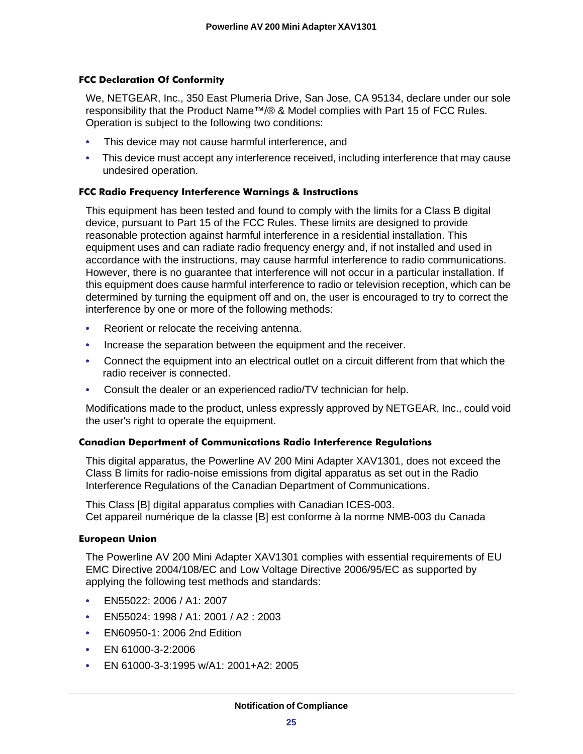#### FCC Declaration Of Conformity

We, NETGEAR, Inc., 350 East Plumeria Drive, San Jose, CA 95134, declare under our sole responsibility that the Product Name™/® & Model complies with Part 15 of FCC Rules. Operation is subject to the following two conditions:

- This device may not cause harmful interference, and
- This device must accept any interference received, including interference that may cause undesired operation.

#### FCC Radio Frequency Interference Warnings & Instructions

This equipment has been tested and found to comply with the limits for a Class B digital device, pursuant to Part 15 of the FCC Rules. These limits are designed to provide reasonable protection against harmful interference in a residential installation. This equipment uses and can radiate radio frequency energy and, if not installed and used in accordance with the instructions, may cause harmful interference to radio communications. However, there is no guarantee that interference will not occur in a particular installation. If this equipment does cause harmful interference to radio or television reception, which can be determined by turning the equipment off and on, the user is encouraged to try to correct the interference by one or more of the following methods:

- Reorient or relocate the receiving antenna.
- Increase the separation between the equipment and the receiver.
- Connect the equipment into an electrical outlet on a circuit different from that which the radio receiver is connected.
- Consult the dealer or an experienced radio/TV technician for help.

Modifications made to the product, unless expressly approved by NETGEAR, Inc., could void the user's right to operate the equipment.

#### Canadian Department of Communications Radio Interference Regulations

This digital apparatus, the Powerline AV 200 Mini Adapter XAV1301, does not exceed the Class B limits for radio-noise emissions from digital apparatus as set out in the Radio Interference Regulations of the Canadian Department of Communications.

This Class [B] digital apparatus complies with Canadian ICES-003.
Cet appareil numérique de la classe [B] est conforme à la norme NMB-003 du Canada

#### European Union

The Powerline AV 200 Mini Adapter XAV1301 complies with essential requirements of EU EMC Directive 2004/108/EC and Low Voltage Directive 2006/95/EC as supported by applying the following test methods and standards:

- EN55022: 2006 / A1: 2007
- EN55024: 1998 / A1: 2001 / A2 : 2003
- EN60950-1: 2006 2nd Edition
- EN 61000-3-2:2006
- EN 61000-3-3:1995 w/A1: 2001+A2: 2005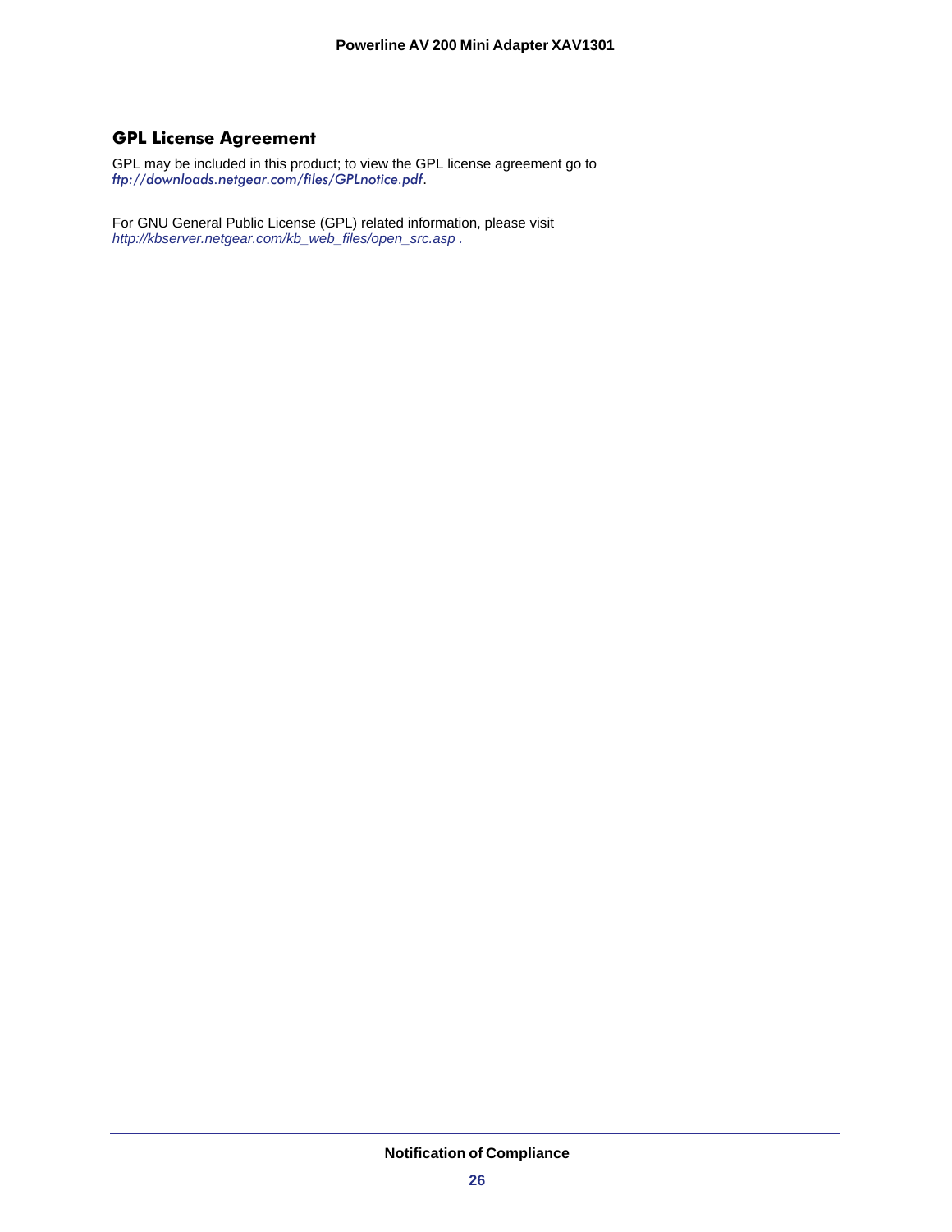## GPL License Agreement

GPL may be included in this product; to view the GPL license agreement go to *ftp://downloads.netgear.com/files/GPLnotice.pdf*.

For GNU General Public License (GPL) related information, please visit *http://kbserver.netgear.com/kb_web_files/open_src.asp* .